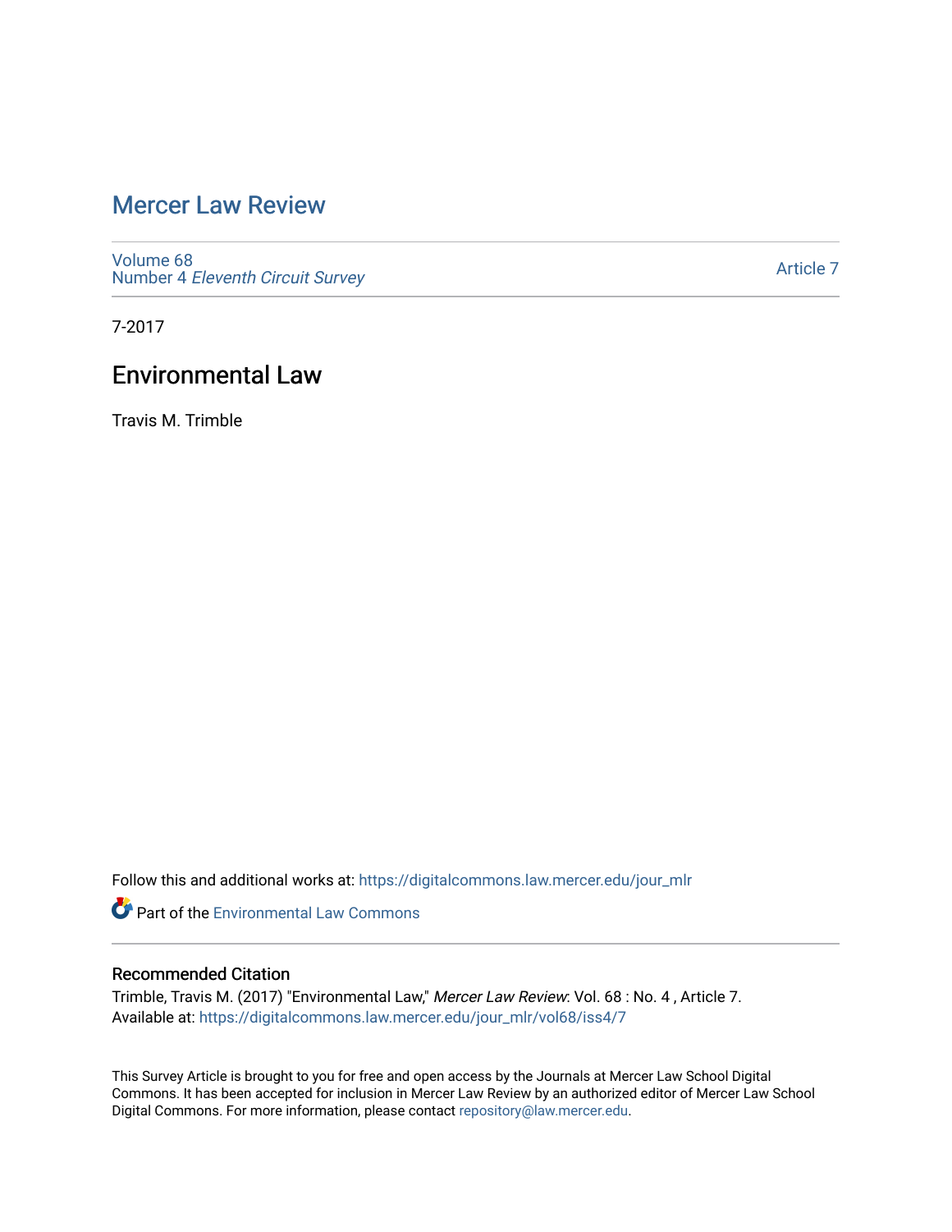# Mercer Law Review

Volume 68
Number 4 *Eleventh Circuit Survey*

Article 7

7-2017

## Environmental Law

Travis M. Trimble

Follow this and additional works at: https://digitalcommons.law.mercer.edu/jour_mlr

Part of the Environmental Law Commons

### Recommended Citation

Trimble, Travis M. (2017) "Environmental Law," *Mercer Law Review*: Vol. 68 : No. 4 , Article 7.
Available at: https://digitalcommons.law.mercer.edu/jour_mlr/vol68/iss4/7

This Survey Article is brought to you for free and open access by the Journals at Mercer Law School Digital Commons. It has been accepted for inclusion in Mercer Law Review by an authorized editor of Mercer Law School Digital Commons. For more information, please contact repository@law.mercer.edu.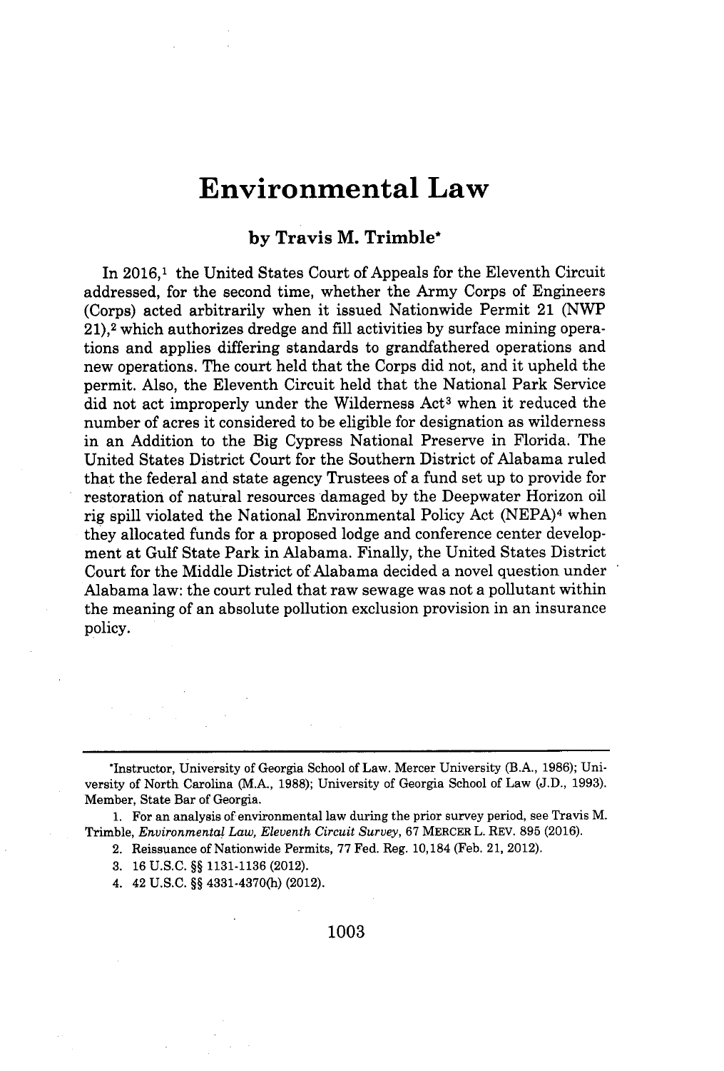# Environmental Law

**by Travis M. Trimble***

In 2016,[1] the United States Court of Appeals for the Eleventh Circuit addressed, for the second time, whether the Army Corps of Engineers (Corps) acted arbitrarily when it issued Nationwide Permit 21 (NWP 21),[2] which authorizes dredge and fill activities by surface mining operations and applies differing standards to grandfathered operations and new operations. The court held that the Corps did not, and it upheld the permit. Also, the Eleventh Circuit held that the National Park Service did not act improperly under the Wilderness Act[3] when it reduced the number of acres it considered to be eligible for designation as wilderness in an Addition to the Big Cypress National Preserve in Florida. The United States District Court for the Southern District of Alabama ruled that the federal and state agency Trustees of a fund set up to provide for restoration of natural resources damaged by the Deepwater Horizon oil rig spill violated the National Environmental Policy Act (NEPA)[4] when they allocated funds for a proposed lodge and conference center development at Gulf State Park in Alabama. Finally, the United States District Court for the Middle District of Alabama decided a novel question under Alabama law: the court ruled that raw sewage was not a pollutant within the meaning of an absolute pollution exclusion provision in an insurance policy.

---

*Instructor, University of Georgia School of Law. Mercer University (B.A., 1986); University of North Carolina (M.A., 1988); University of Georgia School of Law (J.D., 1993). Member, State Bar of Georgia.

1. For an analysis of environmental law during the prior survey period, see Travis M. Trimble, *Environmental Law, Eleventh Circuit Survey*, 67 MERCER L. REV. 895 (2016).
2. Reissuance of Nationwide Permits, 77 Fed. Reg. 10,184 (Feb. 21, 2012).
3. 16 U.S.C. §§ 1131-1136 (2012).
4. 42 U.S.C. §§ 4331-4370(h) (2012).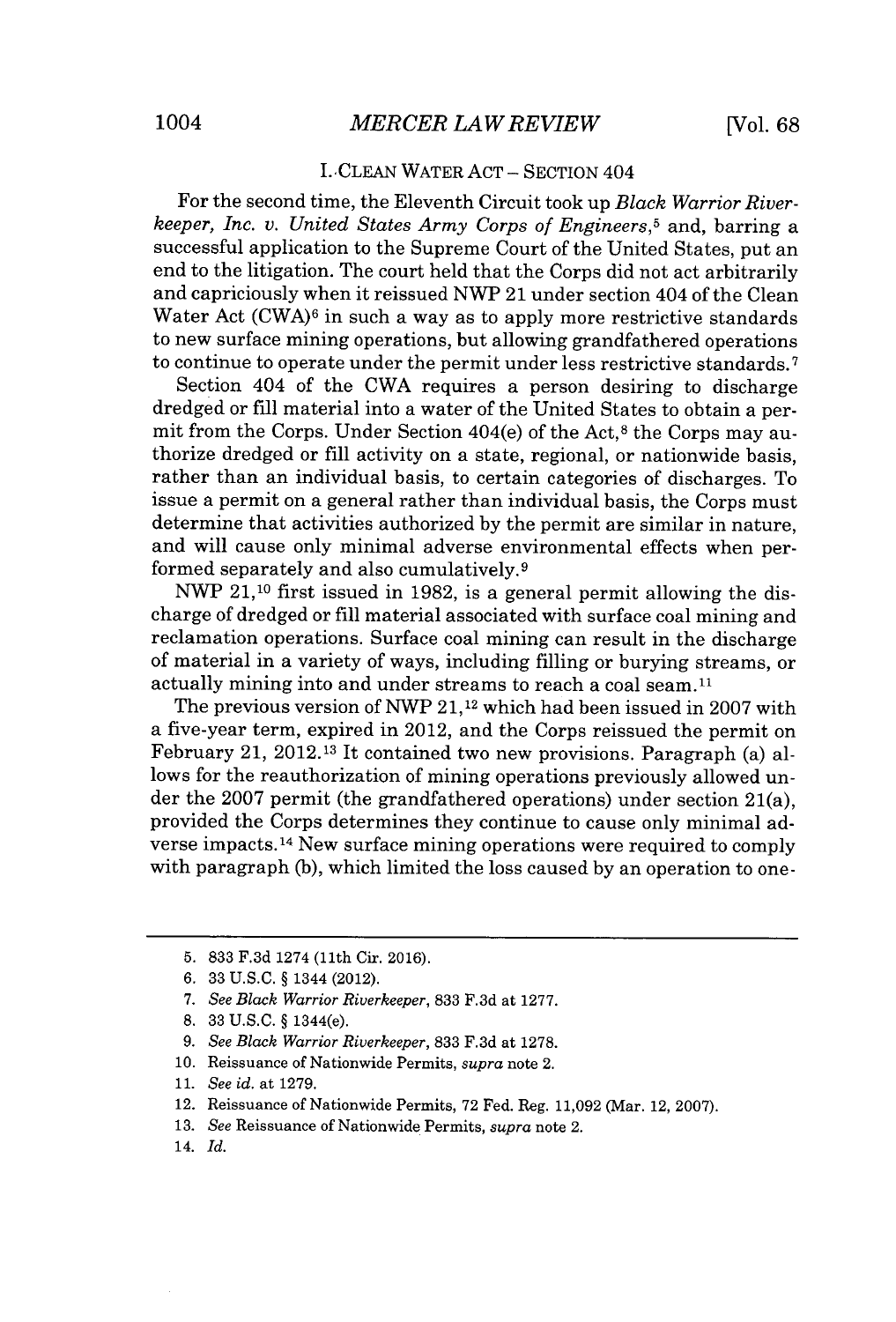## I. CLEAN WATER ACT – SECTION 404

For the second time, the Eleventh Circuit took up *Black Warrior Riverkeeper, Inc. v. United States Army Corps of Engineers*,[5] and, barring a successful application to the Supreme Court of the United States, put an end to the litigation. The court held that the Corps did not act arbitrarily and capriciously when it reissued NWP 21 under section 404 of the Clean Water Act (CWA)[6] in such a way as to apply more restrictive standards to new surface mining operations, but allowing grandfathered operations to continue to operate under the permit under less restrictive standards.[7]

Section 404 of the CWA requires a person desiring to discharge dredged or fill material into a water of the United States to obtain a permit from the Corps. Under Section 404(e) of the Act,[8] the Corps may authorize dredged or fill activity on a state, regional, or nationwide basis, rather than an individual basis, to certain categories of discharges. To issue a permit on a general rather than individual basis, the Corps must determine that activities authorized by the permit are similar in nature, and will cause only minimal adverse environmental effects when performed separately and also cumulatively.[9]

NWP 21,[10] first issued in 1982, is a general permit allowing the discharge of dredged or fill material associated with surface coal mining and reclamation operations. Surface coal mining can result in the discharge of material in a variety of ways, including filling or burying streams, or actually mining into and under streams to reach a coal seam.[11]

The previous version of NWP 21,[12] which had been issued in 2007 with a five-year term, expired in 2012, and the Corps reissued the permit on February 21, 2012.[13] It contained two new provisions. Paragraph (a) allows for the reauthorization of mining operations previously allowed under the 2007 permit (the grandfathered operations) under section 21(a), provided the Corps determines they continue to cause only minimal adverse impacts.[14] New surface mining operations were required to comply with paragraph (b), which limited the loss caused by an operation to one-

---

5. 833 F.3d 1274 (11th Cir. 2016).
6. 33 U.S.C. § 1344 (2012).
7. *See Black Warrior Riverkeeper*, 833 F.3d at 1277.
8. 33 U.S.C. § 1344(e).
9. *See Black Warrior Riverkeeper*, 833 F.3d at 1278.
10. Reissuance of Nationwide Permits, *supra* note 2.
11. *See id.* at 1279.
12. Reissuance of Nationwide Permits, 72 Fed. Reg. 11,092 (Mar. 12, 2007).
13. *See* Reissuance of Nationwide Permits, *supra* note 2.
14. *Id.*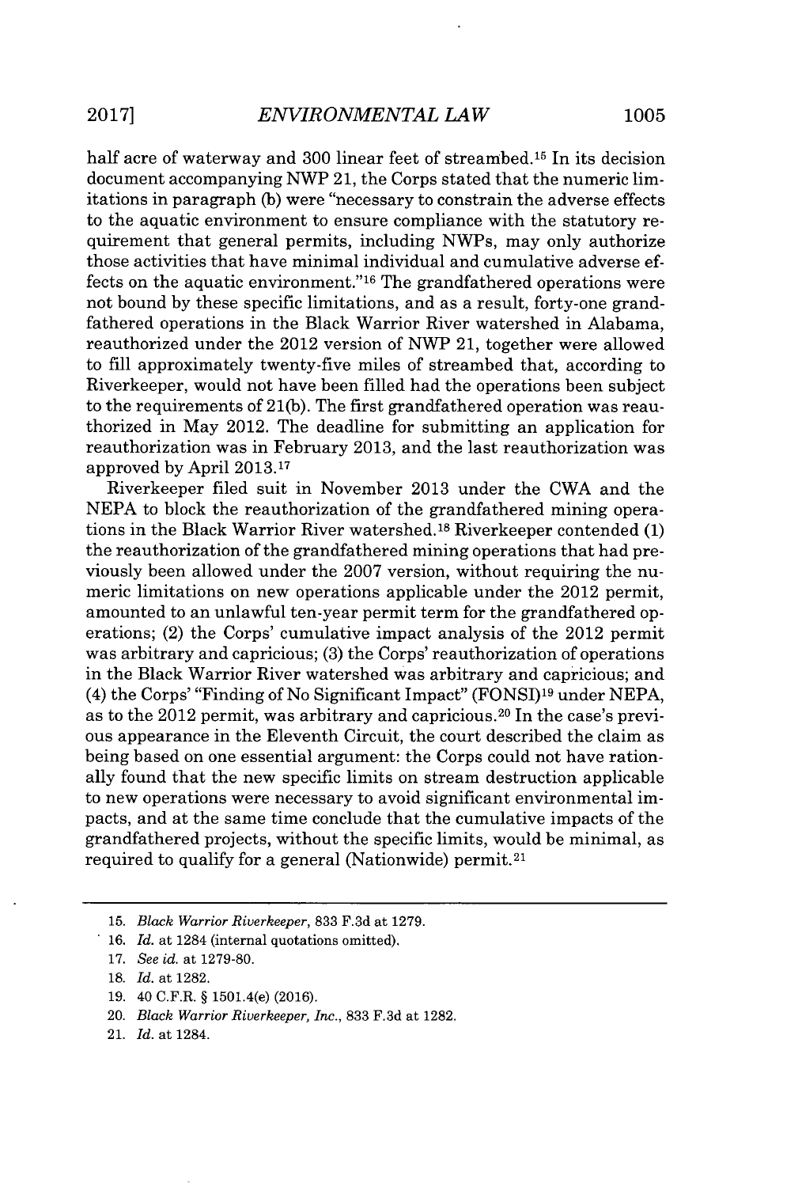half acre of waterway and 300 linear feet of streambed.[15] In its decision document accompanying NWP 21, the Corps stated that the numeric limitations in paragraph (b) were "necessary to constrain the adverse effects to the aquatic environment to ensure compliance with the statutory requirement that general permits, including NWPs, may only authorize those activities that have minimal individual and cumulative adverse effects on the aquatic environment."[16] The grandfathered operations were not bound by these specific limitations, and as a result, forty-one grandfathered operations in the Black Warrior River watershed in Alabama, reauthorized under the 2012 version of NWP 21, together were allowed to fill approximately twenty-five miles of streambed that, according to Riverkeeper, would not have been filled had the operations been subject to the requirements of 21(b). The first grandfathered operation was reauthorized in May 2012. The deadline for submitting an application for reauthorization was in February 2013, and the last reauthorization was approved by April 2013.[17]

Riverkeeper filed suit in November 2013 under the CWA and the NEPA to block the reauthorization of the grandfathered mining operations in the Black Warrior River watershed.[18] Riverkeeper contended (1) the reauthorization of the grandfathered mining operations that had previously been allowed under the 2007 version, without requiring the numeric limitations on new operations applicable under the 2012 permit, amounted to an unlawful ten-year permit term for the grandfathered operations; (2) the Corps' cumulative impact analysis of the 2012 permit was arbitrary and capricious; (3) the Corps' reauthorization of operations in the Black Warrior River watershed was arbitrary and capricious; and (4) the Corps' "Finding of No Significant Impact" (FONSI)[19] under NEPA, as to the 2012 permit, was arbitrary and capricious.[20] In the case's previous appearance in the Eleventh Circuit, the court described the claim as being based on one essential argument: the Corps could not have rationally found that the new specific limits on stream destruction applicable to new operations were necessary to avoid significant environmental impacts, and at the same time conclude that the cumulative impacts of the grandfathered projects, without the specific limits, would be minimal, as required to qualify for a general (Nationwide) permit.[21]

---

15. *Black Warrior Riverkeeper*, 833 F.3d at 1279.
16. *Id.* at 1284 (internal quotations omitted).
17. *See id.* at 1279-80.
18. *Id.* at 1282.
19. 40 C.F.R. § 1501.4(e) (2016).
20. *Black Warrior Riverkeeper, Inc.*, 833 F.3d at 1282.
21. *Id.* at 1284.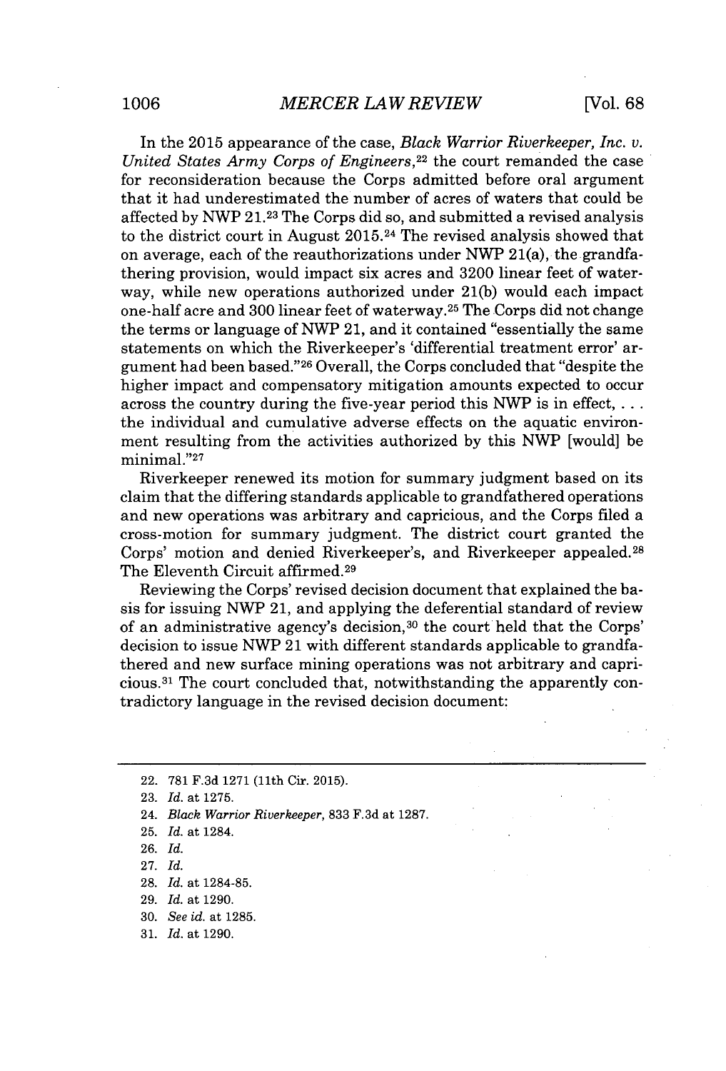In the 2015 appearance of the case, *Black Warrior Riverkeeper, Inc. v. United States Army Corps of Engineers*,[22] the court remanded the case for reconsideration because the Corps admitted before oral argument that it had underestimated the number of acres of waters that could be affected by NWP 21.[23] The Corps did so, and submitted a revised analysis to the district court in August 2015.[24] The revised analysis showed that on average, each of the reauthorizations under NWP 21(a), the grandfathering provision, would impact six acres and 3200 linear feet of waterway, while new operations authorized under 21(b) would each impact one-half acre and 300 linear feet of waterway.[25] The Corps did not change the terms or language of NWP 21, and it contained "essentially the same statements on which the Riverkeeper's 'differential treatment error' argument had been based."[26] Overall, the Corps concluded that "despite the higher impact and compensatory mitigation amounts expected to occur across the country during the five-year period this NWP is in effect, . . . the individual and cumulative adverse effects on the aquatic environment resulting from the activities authorized by this NWP [would] be minimal."[27]

Riverkeeper renewed its motion for summary judgment based on its claim that the differing standards applicable to grandfathered operations and new operations was arbitrary and capricious, and the Corps filed a cross-motion for summary judgment. The district court granted the Corps' motion and denied Riverkeeper's, and Riverkeeper appealed.[28] The Eleventh Circuit affirmed.[29]

Reviewing the Corps' revised decision document that explained the basis for issuing NWP 21, and applying the deferential standard of review of an administrative agency's decision,[30] the court held that the Corps' decision to issue NWP 21 with different standards applicable to grandfathered and new surface mining operations was not arbitrary and capricious.[31] The court concluded that, notwithstanding the apparently contradictory language in the revised decision document:

---

22. 781 F.3d 1271 (11th Cir. 2015).
23. *Id.* at 1275.
24. *Black Warrior Riverkeeper*, 833 F.3d at 1287.
25. *Id.* at 1284.
26. *Id.*
27. *Id.*
28. *Id.* at 1284-85.
29. *Id.* at 1290.
30. *See id.* at 1285.
31. *Id.* at 1290.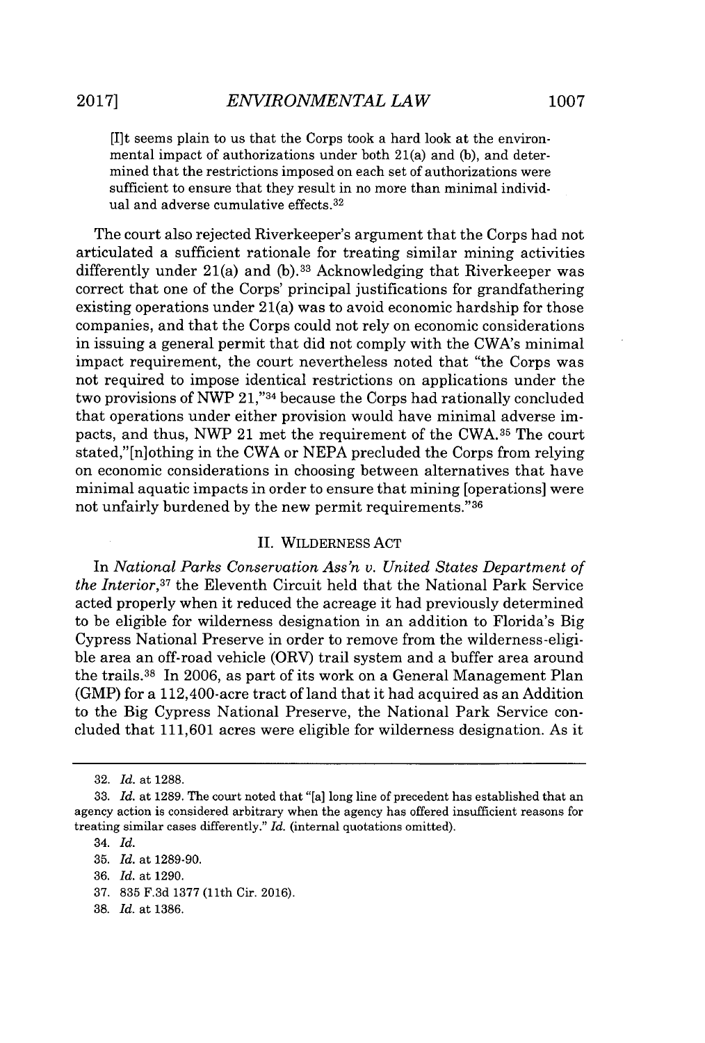> [I]t seems plain to us that the Corps took a hard look at the environmental impact of authorizations under both 21(a) and (b), and determined that the restrictions imposed on each set of authorizations were sufficient to ensure that they result in no more than minimal individual and adverse cumulative effects.[32]

The court also rejected Riverkeeper's argument that the Corps had not articulated a sufficient rationale for treating similar mining activities differently under 21(a) and (b).[33] Acknowledging that Riverkeeper was correct that one of the Corps' principal justifications for grandfathering existing operations under 21(a) was to avoid economic hardship for those companies, and that the Corps could not rely on economic considerations in issuing a general permit that did not comply with the CWA's minimal impact requirement, the court nevertheless noted that "the Corps was not required to impose identical restrictions on applications under the two provisions of NWP 21,"[34] because the Corps had rationally concluded that operations under either provision would have minimal adverse impacts, and thus, NWP 21 met the requirement of the CWA.[35] The court stated,"[n]othing in the CWA or NEPA precluded the Corps from relying on economic considerations in choosing between alternatives that have minimal aquatic impacts in order to ensure that mining [operations] were not unfairly burdened by the new permit requirements."[36]

## II. WILDERNESS ACT

In *National Parks Conservation Ass'n v. United States Department of the Interior*,[37] the Eleventh Circuit held that the National Park Service acted properly when it reduced the acreage it had previously determined to be eligible for wilderness designation in an addition to Florida's Big Cypress National Preserve in order to remove from the wilderness-eligible area an off-road vehicle (ORV) trail system and a buffer area around the trails.[38] In 2006, as part of its work on a General Management Plan (GMP) for a 112,400-acre tract of land that it had acquired as an Addition to the Big Cypress National Preserve, the National Park Service concluded that 111,601 acres were eligible for wilderness designation. As it

---

32. *Id.* at 1288.

33. *Id.* at 1289. The court noted that "[a] long line of precedent has established that an agency action is considered arbitrary when the agency has offered insufficient reasons for treating similar cases differently." *Id.* (internal quotations omitted).

34. *Id.*

35. *Id.* at 1289-90.

36. *Id.* at 1290.

37. 835 F.3d 1377 (11th Cir. 2016).

38. *Id.* at 1386.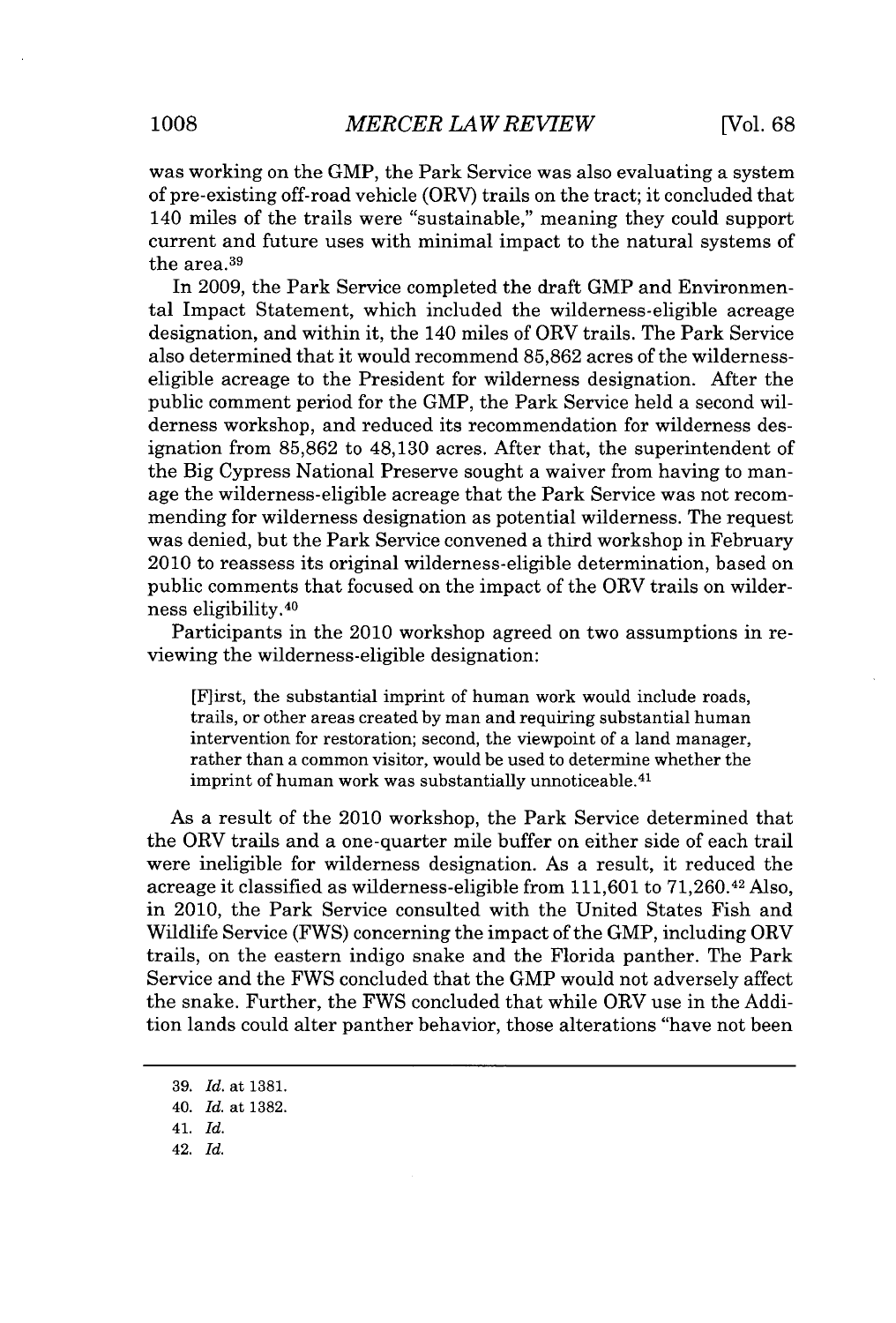was working on the GMP, the Park Service was also evaluating a system of pre-existing off-road vehicle (ORV) trails on the tract; it concluded that 140 miles of the trails were "sustainable," meaning they could support current and future uses with minimal impact to the natural systems of the area.[39]

In 2009, the Park Service completed the draft GMP and Environmental Impact Statement, which included the wilderness-eligible acreage designation, and within it, the 140 miles of ORV trails. The Park Service also determined that it would recommend 85,862 acres of the wilderness-eligible acreage to the President for wilderness designation. After the public comment period for the GMP, the Park Service held a second wilderness workshop, and reduced its recommendation for wilderness designation from 85,862 to 48,130 acres. After that, the superintendent of the Big Cypress National Preserve sought a waiver from having to manage the wilderness-eligible acreage that the Park Service was not recommending for wilderness designation as potential wilderness. The request was denied, but the Park Service convened a third workshop in February 2010 to reassess its original wilderness-eligible determination, based on public comments that focused on the impact of the ORV trails on wilderness eligibility.[40]

Participants in the 2010 workshop agreed on two assumptions in reviewing the wilderness-eligible designation:

> [F]irst, the substantial imprint of human work would include roads, trails, or other areas created by man and requiring substantial human intervention for restoration; second, the viewpoint of a land manager, rather than a common visitor, would be used to determine whether the imprint of human work was substantially unnoticeable.[41]

As a result of the 2010 workshop, the Park Service determined that the ORV trails and a one-quarter mile buffer on either side of each trail were ineligible for wilderness designation. As a result, it reduced the acreage it classified as wilderness-eligible from 111,601 to 71,260.[42] Also, in 2010, the Park Service consulted with the United States Fish and Wildlife Service (FWS) concerning the impact of the GMP, including ORV trails, on the eastern indigo snake and the Florida panther. The Park Service and the FWS concluded that the GMP would not adversely affect the snake. Further, the FWS concluded that while ORV use in the Addition lands could alter panther behavior, those alterations "have not been

---

39. *Id.* at 1381.

40. *Id.* at 1382.

41. *Id.*

42. *Id.*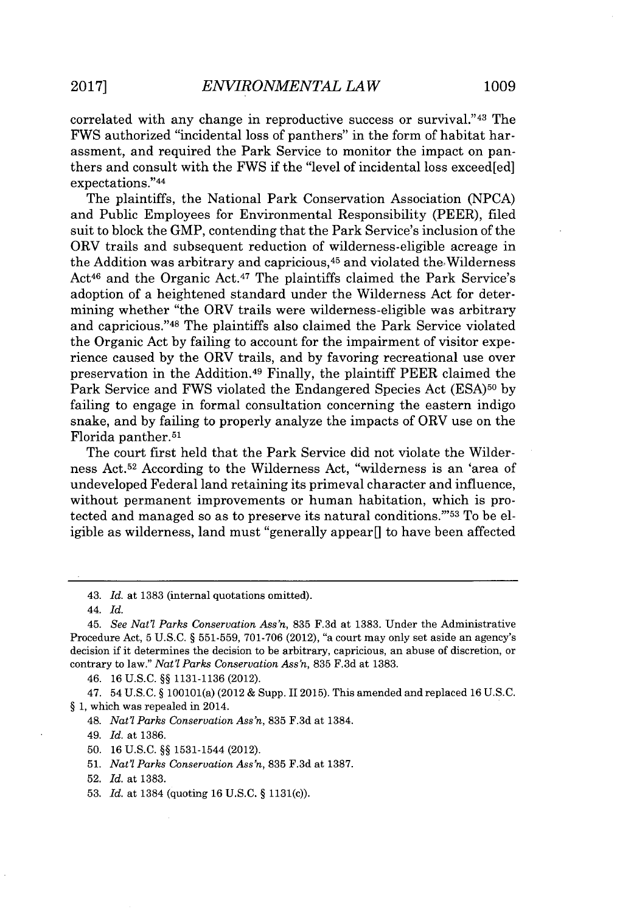correlated with any change in reproductive success or survival."[43] The FWS authorized "incidental loss of panthers" in the form of habitat harassment, and required the Park Service to monitor the impact on panthers and consult with the FWS if the "level of incidental loss exceed[ed] expectations."[44]

The plaintiffs, the National Park Conservation Association (NPCA) and Public Employees for Environmental Responsibility (PEER), filed suit to block the GMP, contending that the Park Service's inclusion of the ORV trails and subsequent reduction of wilderness-eligible acreage in the Addition was arbitrary and capricious,[45] and violated the Wilderness Act[46] and the Organic Act.[47] The plaintiffs claimed the Park Service's adoption of a heightened standard under the Wilderness Act for determining whether "the ORV trails were wilderness-eligible was arbitrary and capricious."[48] The plaintiffs also claimed the Park Service violated the Organic Act by failing to account for the impairment of visitor experience caused by the ORV trails, and by favoring recreational use over preservation in the Addition.[49] Finally, the plaintiff PEER claimed the Park Service and FWS violated the Endangered Species Act (ESA)[50] by failing to engage in formal consultation concerning the eastern indigo snake, and by failing to properly analyze the impacts of ORV use on the Florida panther.[51]

The court first held that the Park Service did not violate the Wilderness Act.[52] According to the Wilderness Act, "wilderness is an 'area of undeveloped Federal land retaining its primeval character and influence, without permanent improvements or human habitation, which is protected and managed so as to preserve its natural conditions.'"[53] To be eligible as wilderness, land must "generally appear[] to have been affected

---

43. *Id.* at 1383 (internal quotations omitted).

44. *Id.*

45. *See Nat'l Parks Conservation Ass'n*, 835 F.3d at 1383. Under the Administrative Procedure Act, 5 U.S.C. § 551-559, 701-706 (2012), "a court may only set aside an agency's decision if it determines the decision to be arbitrary, capricious, an abuse of discretion, or contrary to law." *Nat'l Parks Conservation Ass'n*, 835 F.3d at 1383.

46. 16 U.S.C. §§ 1131-1136 (2012).

47. 54 U.S.C. § 100101(a) (2012 & Supp. II 2015). This amended and replaced 16 U.S.C. § 1, which was repealed in 2014.

48. *Nat'l Parks Conservation Ass'n*, 835 F.3d at 1384.

49. *Id.* at 1386.

50. 16 U.S.C. §§ 1531-1544 (2012).

51. *Nat'l Parks Conservation Ass'n*, 835 F.3d at 1387.

52. *Id.* at 1383.

53. *Id.* at 1384 (quoting 16 U.S.C. § 1131(c)).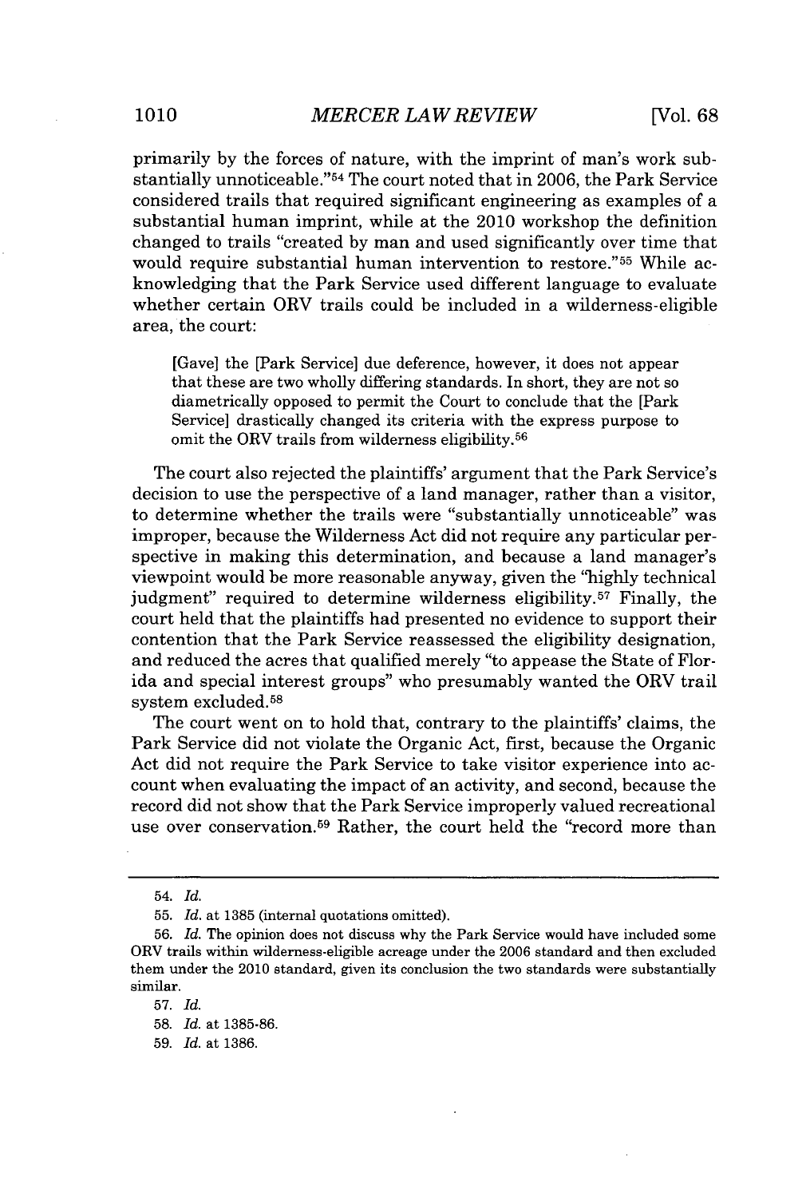primarily by the forces of nature, with the imprint of man's work substantially unnoticeable."[54] The court noted that in 2006, the Park Service considered trails that required significant engineering as examples of a substantial human imprint, while at the 2010 workshop the definition changed to trails "created by man and used significantly over time that would require substantial human intervention to restore."[55] While acknowledging that the Park Service used different language to evaluate whether certain ORV trails could be included in a wilderness-eligible area, the court:

> [Gave] the [Park Service] due deference, however, it does not appear that these are two wholly differing standards. In short, they are not so diametrically opposed to permit the Court to conclude that the [Park Service] drastically changed its criteria with the express purpose to omit the ORV trails from wilderness eligibility.[56]

The court also rejected the plaintiffs' argument that the Park Service's decision to use the perspective of a land manager, rather than a visitor, to determine whether the trails were "substantially unnoticeable" was improper, because the Wilderness Act did not require any particular perspective in making this determination, and because a land manager's viewpoint would be more reasonable anyway, given the "highly technical judgment" required to determine wilderness eligibility.[57] Finally, the court held that the plaintiffs had presented no evidence to support their contention that the Park Service reassessed the eligibility designation, and reduced the acres that qualified merely "to appease the State of Florida and special interest groups" who presumably wanted the ORV trail system excluded.[58]

The court went on to hold that, contrary to the plaintiffs' claims, the Park Service did not violate the Organic Act, first, because the Organic Act did not require the Park Service to take visitor experience into account when evaluating the impact of an activity, and second, because the record did not show that the Park Service improperly valued recreational use over conservation.[59] Rather, the court held the "record more than

---

54. *Id.*

55. *Id.* at 1385 (internal quotations omitted).

56. *Id.* The opinion does not discuss why the Park Service would have included some ORV trails within wilderness-eligible acreage under the 2006 standard and then excluded them under the 2010 standard, given its conclusion the two standards were substantially similar.

57. *Id.*

58. *Id.* at 1385-86.

59. *Id.* at 1386.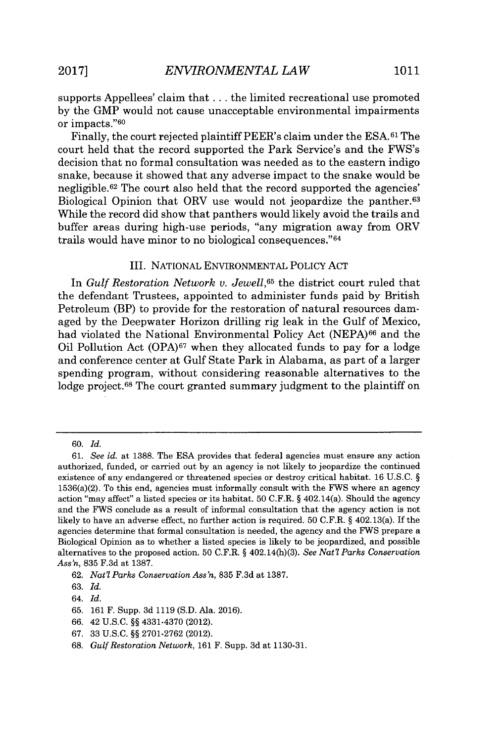supports Appellees' claim that . . . the limited recreational use promoted by the GMP would not cause unacceptable environmental impairments or impacts."[60]

Finally, the court rejected plaintiff PEER's claim under the ESA.[61] The court held that the record supported the Park Service's and the FWS's decision that no formal consultation was needed as to the eastern indigo snake, because it showed that any adverse impact to the snake would be negligible.[62] The court also held that the record supported the agencies' Biological Opinion that ORV use would not jeopardize the panther.[63] While the record did show that panthers would likely avoid the trails and buffer areas during high-use periods, "any migration away from ORV trails would have minor to no biological consequences."[64]

## III. NATIONAL ENVIRONMENTAL POLICY ACT

In *Gulf Restoration Network v. Jewell*,[65] the district court ruled that the defendant Trustees, appointed to administer funds paid by British Petroleum (BP) to provide for the restoration of natural resources damaged by the Deepwater Horizon drilling rig leak in the Gulf of Mexico, had violated the National Environmental Policy Act (NEPA)[66] and the Oil Pollution Act (OPA)[67] when they allocated funds to pay for a lodge and conference center at Gulf State Park in Alabama, as part of a larger spending program, without considering reasonable alternatives to the lodge project.[68] The court granted summary judgment to the plaintiff on

---

60. *Id.*

61. *See id.* at 1388. The ESA provides that federal agencies must ensure any action authorized, funded, or carried out by an agency is not likely to jeopardize the continued existence of any endangered or threatened species or destroy critical habitat. 16 U.S.C. § 1536(a)(2). To this end, agencies must informally consult with the FWS where an agency action "may affect" a listed species or its habitat. 50 C.F.R. § 402.14(a). Should the agency and the FWS conclude as a result of informal consultation that the agency action is not likely to have an adverse effect, no further action is required. 50 C.F.R. § 402.13(a). If the agencies determine that formal consultation is needed, the agency and the FWS prepare a Biological Opinion as to whether a listed species is likely to be jeopardized, and possible alternatives to the proposed action. 50 C.F.R. § 402.14(h)(3). *See Nat'l Parks Conservation Ass'n*, 835 F.3d at 1387.

62. *Nat'l Parks Conservation Ass'n*, 835 F.3d at 1387.

63. *Id.*

64. *Id.*

65. 161 F. Supp. 3d 1119 (S.D. Ala. 2016).

66. 42 U.S.C. §§ 4331-4370 (2012).

67. 33 U.S.C. §§ 2701-2762 (2012).

68. *Gulf Restoration Network*, 161 F. Supp. 3d at 1130-31.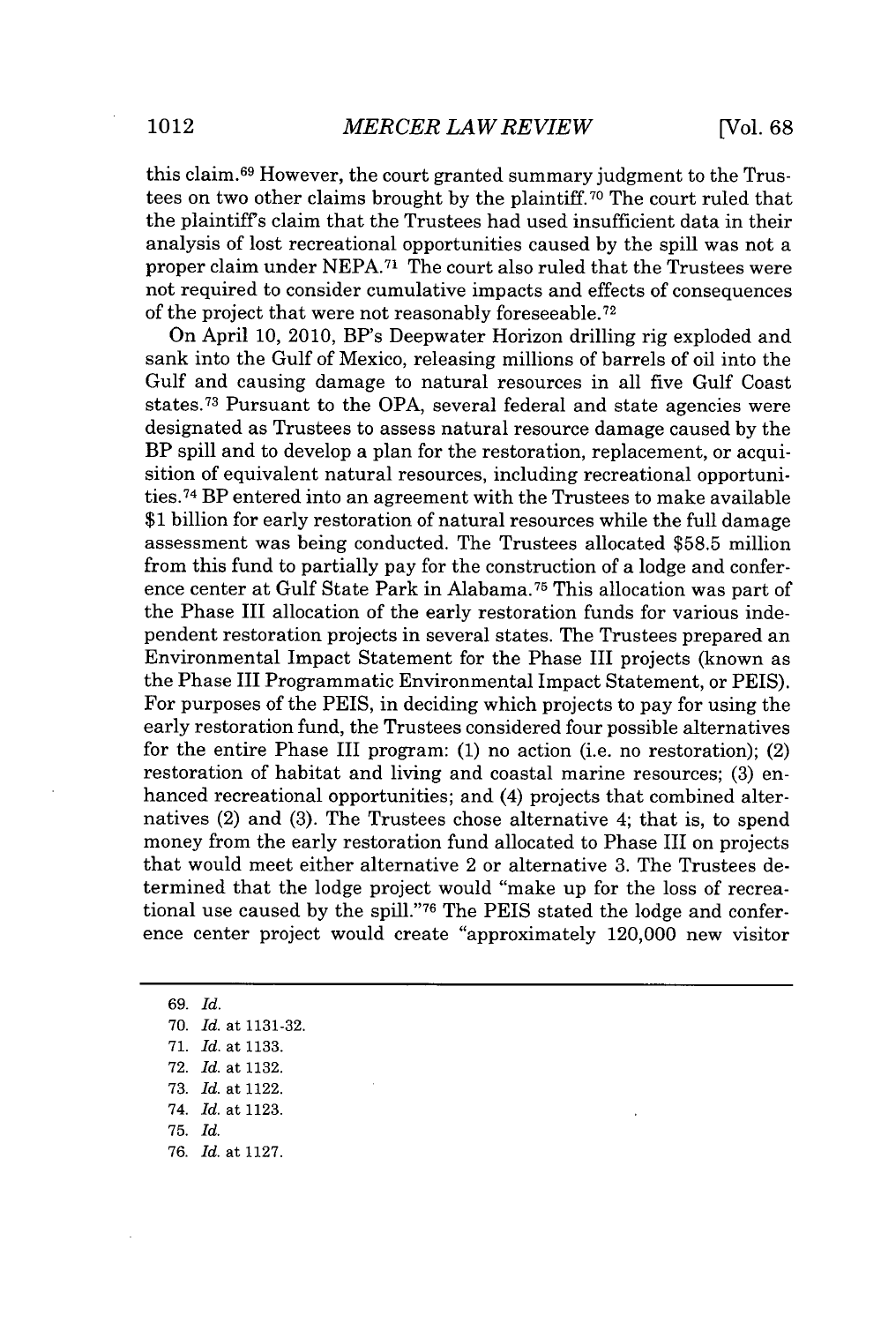this claim.[69] However, the court granted summary judgment to the Trustees on two other claims brought by the plaintiff.[70] The court ruled that the plaintiff's claim that the Trustees had used insufficient data in their analysis of lost recreational opportunities caused by the spill was not a proper claim under NEPA.[71] The court also ruled that the Trustees were not required to consider cumulative impacts and effects of consequences of the project that were not reasonably foreseeable.[72]

On April 10, 2010, BP's Deepwater Horizon drilling rig exploded and sank into the Gulf of Mexico, releasing millions of barrels of oil into the Gulf and causing damage to natural resources in all five Gulf Coast states.[73] Pursuant to the OPA, several federal and state agencies were designated as Trustees to assess natural resource damage caused by the BP spill and to develop a plan for the restoration, replacement, or acquisition of equivalent natural resources, including recreational opportunities.[74] BP entered into an agreement with the Trustees to make available $1 billion for early restoration of natural resources while the full damage assessment was being conducted. The Trustees allocated $58.5 million from this fund to partially pay for the construction of a lodge and conference center at Gulf State Park in Alabama.[75] This allocation was part of the Phase III allocation of the early restoration funds for various independent restoration projects in several states. The Trustees prepared an Environmental Impact Statement for the Phase III projects (known as the Phase III Programmatic Environmental Impact Statement, or PEIS). For purposes of the PEIS, in deciding which projects to pay for using the early restoration fund, the Trustees considered four possible alternatives for the entire Phase III program: (1) no action (i.e. no restoration); (2) restoration of habitat and living and coastal marine resources; (3) enhanced recreational opportunities; and (4) projects that combined alternatives (2) and (3). The Trustees chose alternative 4; that is, to spend money from the early restoration fund allocated to Phase III on projects that would meet either alternative 2 or alternative 3. The Trustees determined that the lodge project would "make up for the loss of recreational use caused by the spill."[76] The PEIS stated the lodge and conference center project would create "approximately 120,000 new visitor

69. *Id.*
70. *Id.* at 1131-32.
71. *Id.* at 1133.
72. *Id.* at 1132.
73. *Id.* at 1122.
74. *Id.* at 1123.
75. *Id.*
76. *Id.* at 1127.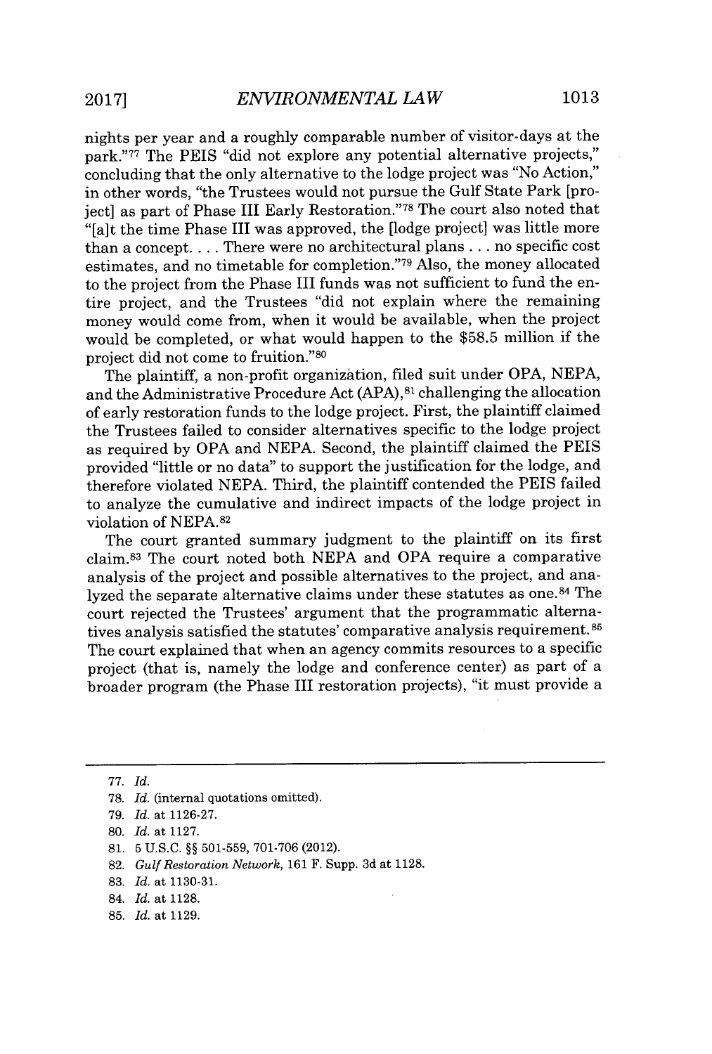nights per year and a roughly comparable number of visitor-days at the park."[77] The PEIS "did not explore any potential alternative projects," concluding that the only alternative to the lodge project was "No Action," in other words, "the Trustees would not pursue the Gulf State Park [project] as part of Phase III Early Restoration."[78] The court also noted that "[a]t the time Phase III was approved, the [lodge project] was little more than a concept. . . . There were no architectural plans . . . no specific cost estimates, and no timetable for completion."[79] Also, the money allocated to the project from the Phase III funds was not sufficient to fund the entire project, and the Trustees "did not explain where the remaining money would come from, when it would be available, when the project would be completed, or what would happen to the $58.5 million if the project did not come to fruition."[80]

The plaintiff, a non-profit organization, filed suit under OPA, NEPA, and the Administrative Procedure Act (APA),[81] challenging the allocation of early restoration funds to the lodge project. First, the plaintiff claimed the Trustees failed to consider alternatives specific to the lodge project as required by OPA and NEPA. Second, the plaintiff claimed the PEIS provided "little or no data" to support the justification for the lodge, and therefore violated NEPA. Third, the plaintiff contended the PEIS failed to analyze the cumulative and indirect impacts of the lodge project in violation of NEPA.[82]

The court granted summary judgment to the plaintiff on its first claim.[83] The court noted both NEPA and OPA require a comparative analysis of the project and possible alternatives to the project, and analyzed the separate alternative claims under these statutes as one.[84] The court rejected the Trustees' argument that the programmatic alternatives analysis satisfied the statutes' comparative analysis requirement.[85] The court explained that when an agency commits resources to a specific project (that is, namely the lodge and conference center) as part of a broader program (the Phase III restoration projects), "it must provide a

---

77. *Id.*

78. *Id.* (internal quotations omitted).

79. *Id.* at 1126-27.

80. *Id.* at 1127.

81. 5 U.S.C. §§ 501-559, 701-706 (2012).

82. *Gulf Restoration Network*, 161 F. Supp. 3d at 1128.

83. *Id.* at 1130-31.

84. *Id.* at 1128.

85. *Id.* at 1129.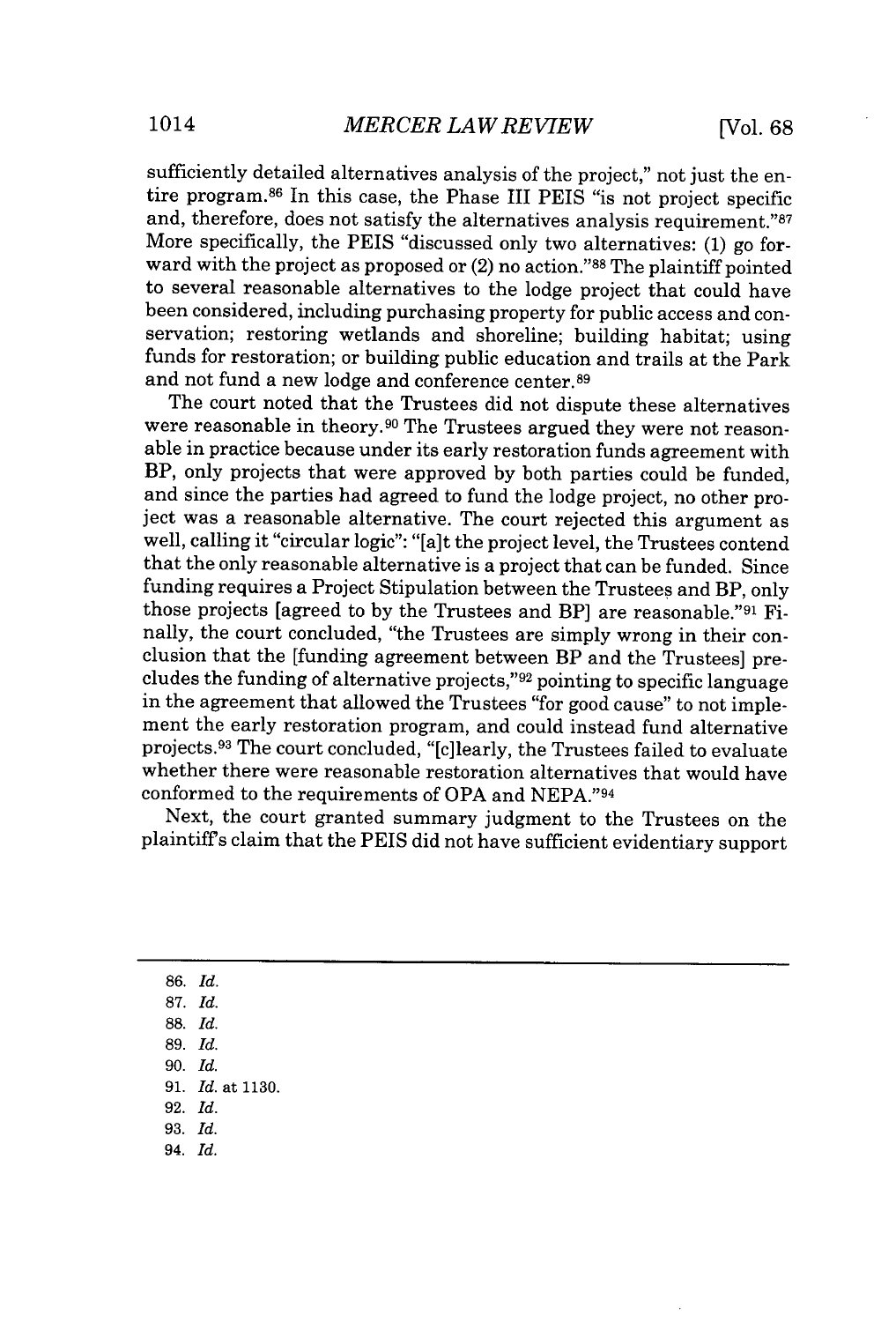sufficiently detailed alternatives analysis of the project," not just the entire program.[86] In this case, the Phase III PEIS "is not project specific and, therefore, does not satisfy the alternatives analysis requirement."[87] More specifically, the PEIS "discussed only two alternatives: (1) go forward with the project as proposed or (2) no action."[88] The plaintiff pointed to several reasonable alternatives to the lodge project that could have been considered, including purchasing property for public access and conservation; restoring wetlands and shoreline; building habitat; using funds for restoration; or building public education and trails at the Park and not fund a new lodge and conference center.[89]

The court noted that the Trustees did not dispute these alternatives were reasonable in theory.[90] The Trustees argued they were not reasonable in practice because under its early restoration funds agreement with BP, only projects that were approved by both parties could be funded, and since the parties had agreed to fund the lodge project, no other project was a reasonable alternative. The court rejected this argument as well, calling it "circular logic": "[a]t the project level, the Trustees contend that the only reasonable alternative is a project that can be funded. Since funding requires a Project Stipulation between the Trustees and BP, only those projects [agreed to by the Trustees and BP] are reasonable."[91] Finally, the court concluded, "the Trustees are simply wrong in their conclusion that the [funding agreement between BP and the Trustees] precludes the funding of alternative projects,"[92] pointing to specific language in the agreement that allowed the Trustees "for good cause" to not implement the early restoration program, and could instead fund alternative projects.[93] The court concluded, "[c]learly, the Trustees failed to evaluate whether there were reasonable restoration alternatives that would have conformed to the requirements of OPA and NEPA."[94]

Next, the court granted summary judgment to the Trustees on the plaintiff's claim that the PEIS did not have sufficient evidentiary support

---

86. *Id.*
87. *Id.*
88. *Id.*
89. *Id.*
90. *Id.*
91. *Id.* at 1130.
92. *Id.*
93. *Id.*
94. *Id.*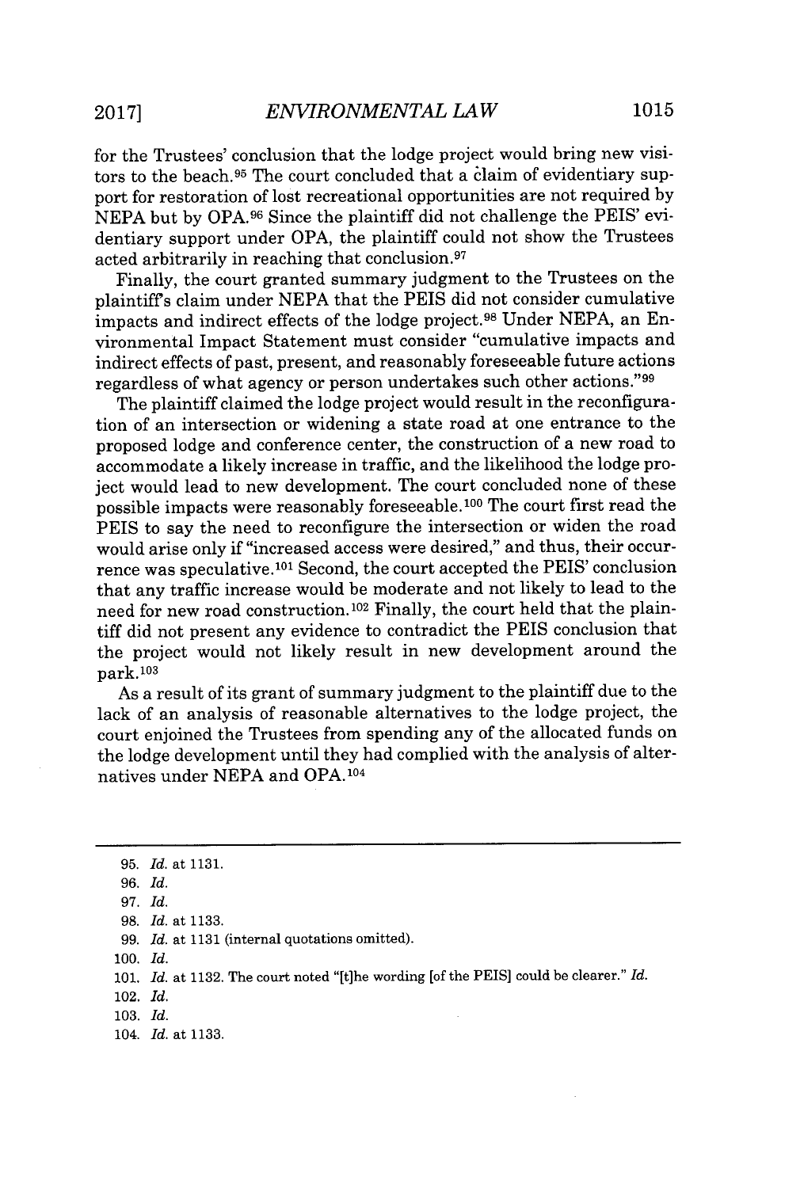for the Trustees' conclusion that the lodge project would bring new visitors to the beach.[95] The court concluded that a claim of evidentiary support for restoration of lost recreational opportunities are not required by NEPA but by OPA.[96] Since the plaintiff did not challenge the PEIS' evidentiary support under OPA, the plaintiff could not show the Trustees acted arbitrarily in reaching that conclusion.[97]

Finally, the court granted summary judgment to the Trustees on the plaintiff's claim under NEPA that the PEIS did not consider cumulative impacts and indirect effects of the lodge project.[98] Under NEPA, an Environmental Impact Statement must consider "cumulative impacts and indirect effects of past, present, and reasonably foreseeable future actions regardless of what agency or person undertakes such other actions."[99]

The plaintiff claimed the lodge project would result in the reconfiguration of an intersection or widening a state road at one entrance to the proposed lodge and conference center, the construction of a new road to accommodate a likely increase in traffic, and the likelihood the lodge project would lead to new development. The court concluded none of these possible impacts were reasonably foreseeable.[100] The court first read the PEIS to say the need to reconfigure the intersection or widen the road would arise only if "increased access were desired," and thus, their occurrence was speculative.[101] Second, the court accepted the PEIS' conclusion that any traffic increase would be moderate and not likely to lead to the need for new road construction.[102] Finally, the court held that the plaintiff did not present any evidence to contradict the PEIS conclusion that the project would not likely result in new development around the park.[103]

As a result of its grant of summary judgment to the plaintiff due to the lack of an analysis of reasonable alternatives to the lodge project, the court enjoined the Trustees from spending any of the allocated funds on the lodge development until they had complied with the analysis of alternatives under NEPA and OPA.[104]

---

95. *Id.* at 1131.
96. *Id.*
97. *Id.*
98. *Id.* at 1133.
99. *Id.* at 1131 (internal quotations omitted).
100. *Id.*
101. *Id.* at 1132. The court noted "[t]he wording [of the PEIS] could be clearer." *Id.*
102. *Id.*
103. *Id.*
104. *Id.* at 1133.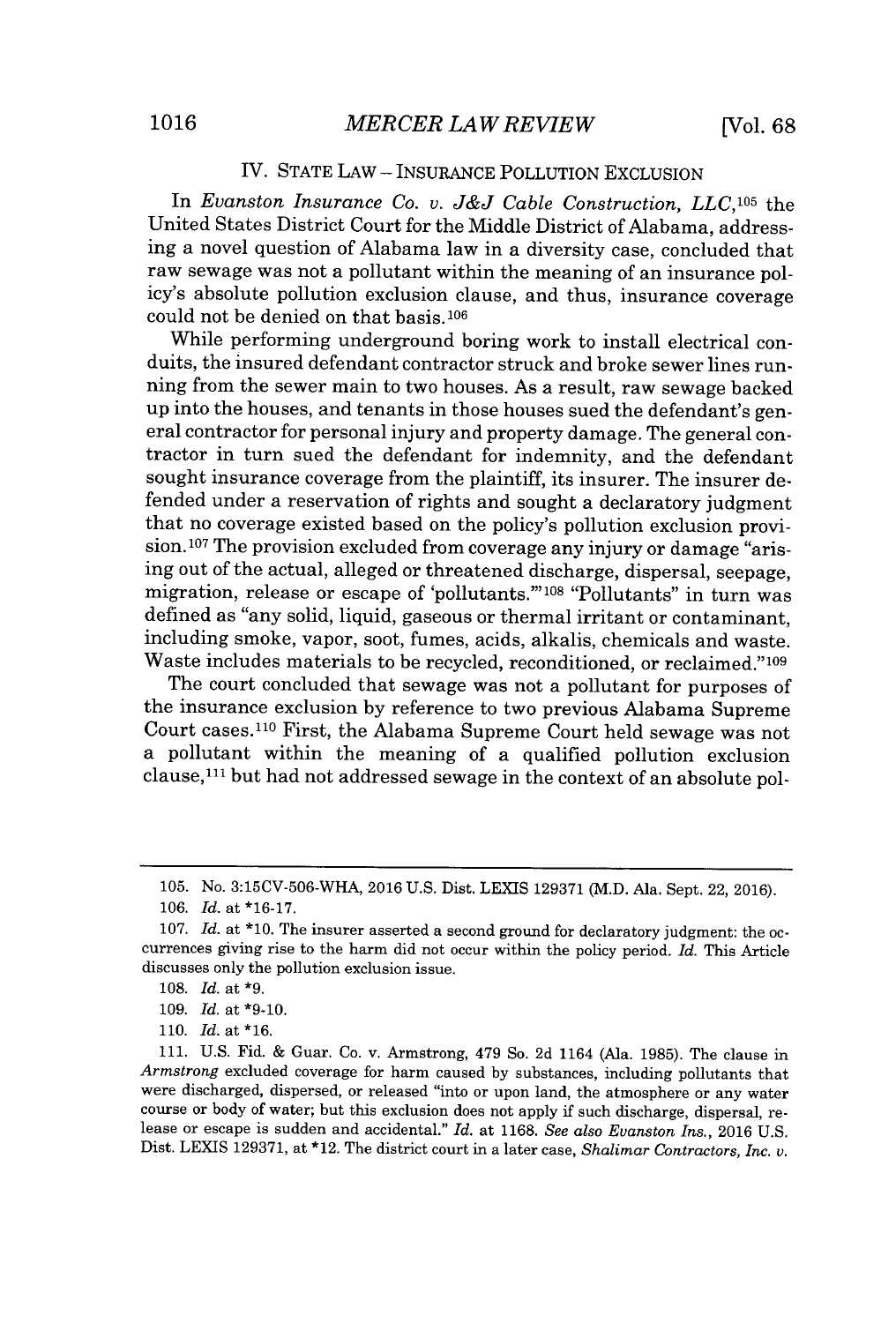## IV. STATE LAW – INSURANCE POLLUTION EXCLUSION

In *Evanston Insurance Co. v. J&J Cable Construction, LLC*,[105] the United States District Court for the Middle District of Alabama, addressing a novel question of Alabama law in a diversity case, concluded that raw sewage was not a pollutant within the meaning of an insurance policy's absolute pollution exclusion clause, and thus, insurance coverage could not be denied on that basis.[106]

While performing underground boring work to install electrical conduits, the insured defendant contractor struck and broke sewer lines running from the sewer main to two houses. As a result, raw sewage backed up into the houses, and tenants in those houses sued the defendant's general contractor for personal injury and property damage. The general contractor in turn sued the defendant for indemnity, and the defendant sought insurance coverage from the plaintiff, its insurer. The insurer defended under a reservation of rights and sought a declaratory judgment that no coverage existed based on the policy's pollution exclusion provision.[107] The provision excluded from coverage any injury or damage "arising out of the actual, alleged or threatened discharge, dispersal, seepage, migration, release or escape of 'pollutants.'"[108] "Pollutants" in turn was defined as "any solid, liquid, gaseous or thermal irritant or contaminant, including smoke, vapor, soot, fumes, acids, alkalis, chemicals and waste. Waste includes materials to be recycled, reconditioned, or reclaimed."[109]

The court concluded that sewage was not a pollutant for purposes of the insurance exclusion by reference to two previous Alabama Supreme Court cases.[110] First, the Alabama Supreme Court held sewage was not a pollutant within the meaning of a qualified pollution exclusion clause,[111] but had not addressed sewage in the context of an absolute pol-

---

105. No. 3:15CV-506-WHA, 2016 U.S. Dist. LEXIS 129371 (M.D. Ala. Sept. 22, 2016).

106. *Id.* at *16-17.

107. *Id.* at *10. The insurer asserted a second ground for declaratory judgment: the occurrences giving rise to the harm did not occur within the policy period. *Id.* This Article discusses only the pollution exclusion issue.

108. *Id.* at *9.

109. *Id.* at *9-10.

110. *Id.* at *16.

111. U.S. Fid. & Guar. Co. v. Armstrong, 479 So. 2d 1164 (Ala. 1985). The clause in *Armstrong* excluded coverage for harm caused by substances, including pollutants that were discharged, dispersed, or released "into or upon land, the atmosphere or any water course or body of water; but this exclusion does not apply if such discharge, dispersal, release or escape is sudden and accidental." *Id.* at 1168. *See also Evanston Ins.*, 2016 U.S. Dist. LEXIS 129371, at *12. The district court in a later case, *Shalimar Contractors, Inc. v.*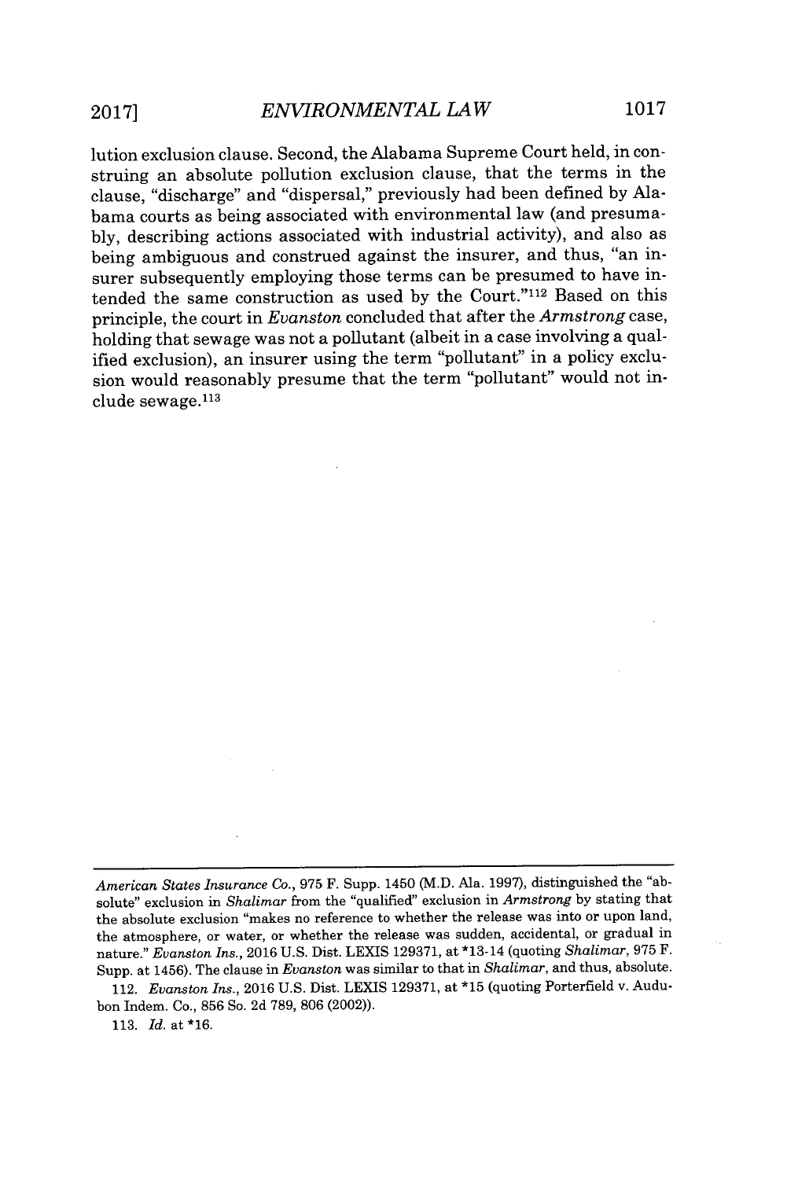lution exclusion clause. Second, the Alabama Supreme Court held, in construing an absolute pollution exclusion clause, that the terms in the clause, "discharge" and "dispersal," previously had been defined by Alabama courts as being associated with environmental law (and presumably, describing actions associated with industrial activity), and also as being ambiguous and construed against the insurer, and thus, "an insurer subsequently employing those terms can be presumed to have intended the same construction as used by the Court."[112] Based on this principle, the court in *Evanston* concluded that after the *Armstrong* case, holding that sewage was not a pollutant (albeit in a case involving a qualified exclusion), an insurer using the term "pollutant" in a policy exclusion would reasonably presume that the term "pollutant" would not include sewage.[113]

---

*American States Insurance Co.*, 975 F. Supp. 1450 (M.D. Ala. 1997), distinguished the "absolute" exclusion in *Shalimar* from the "qualified" exclusion in *Armstrong* by stating that the absolute exclusion "makes no reference to whether the release was into or upon land, the atmosphere, or water, or whether the release was sudden, accidental, or gradual in nature." *Evanston Ins.*, 2016 U.S. Dist. LEXIS 129371, at *13-14 (quoting *Shalimar*, 975 F. Supp. at 1456). The clause in *Evanston* was similar to that in *Shalimar*, and thus, absolute.

112. *Evanston Ins.*, 2016 U.S. Dist. LEXIS 129371, at *15 (quoting Porterfield v. Audubon Indem. Co., 856 So. 2d 789, 806 (2002)).

113. *Id.* at *16.